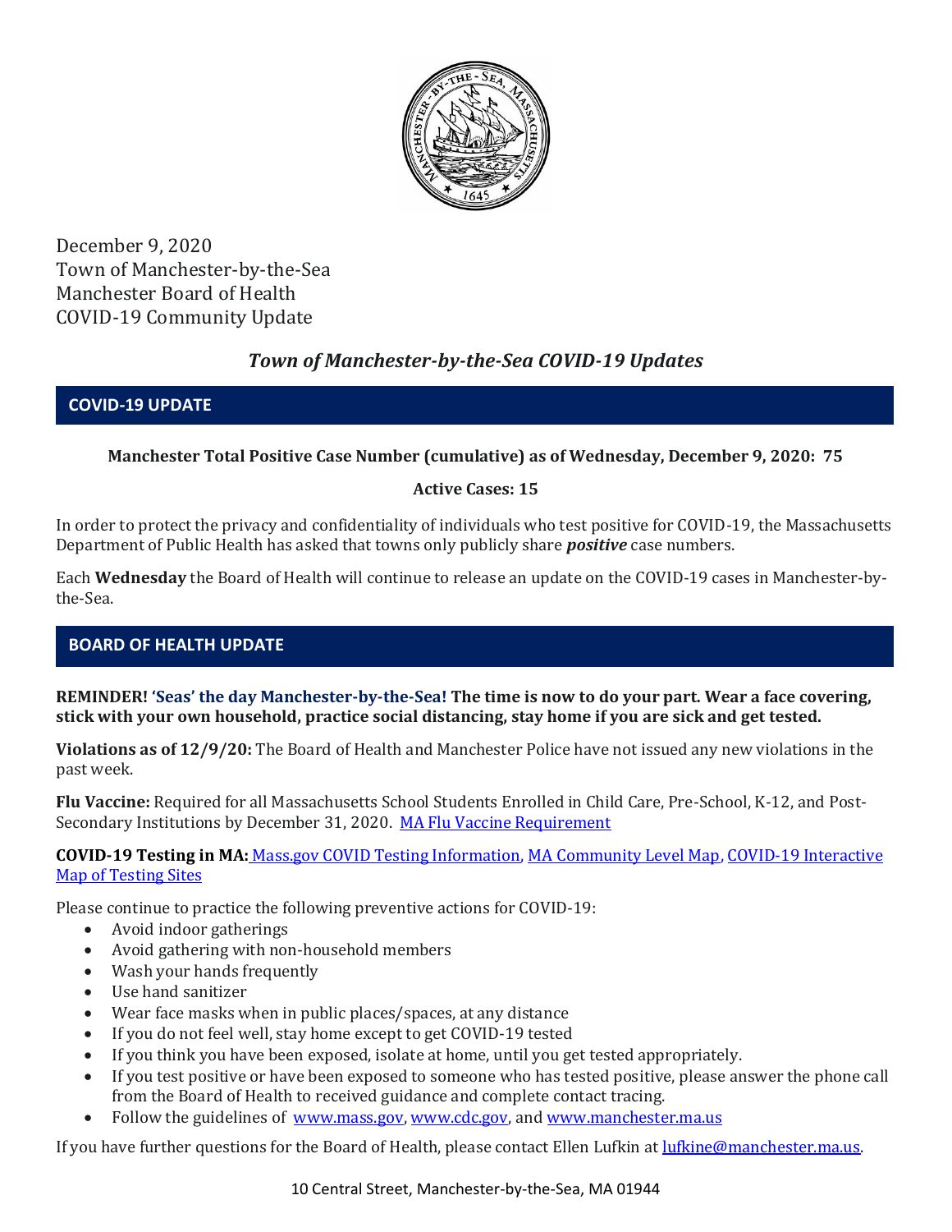December 9, 2020
Town of Manchester-by-the-Sea
Manchester Board of Health
COVID-19 Community Update

## *Town of Manchester-by-the-Sea COVID-19 Updates*

## COVID-19 UPDATE

**Manchester Total Positive Case Number (cumulative) as of Wednesday, December 9, 2020: 75**

**Active Cases: 15**

In order to protect the privacy and confidentiality of individuals who test positive for COVID-19, the Massachusetts Department of Public Health has asked that towns only publicly share ***positive*** case numbers.

Each **Wednesday** the Board of Health will continue to release an update on the COVID-19 cases in Manchester-by-the-Sea.

## BOARD OF HEALTH UPDATE

**REMINDER! 'Seas' the day Manchester-by-the-Sea! The time is now to do your part. Wear a face covering, stick with your own household, practice social distancing, stay home if you are sick and get tested.**

**Violations as of 12/9/20:** The Board of Health and Manchester Police have not issued any new violations in the past week.

**Flu Vaccine:** Required for all Massachusetts School Students Enrolled in Child Care, Pre-School, K-12, and Post-Secondary Institutions by December 31, 2020. [MA Flu Vaccine Requirement]()

**COVID-19 Testing in MA:** [Mass.gov COVID Testing Information](), [MA Community Level Map](), [COVID-19 Interactive Map of Testing Sites]()

Please continue to practice the following preventive actions for COVID-19:

- Avoid indoor gatherings
- Avoid gathering with non-household members
- Wash your hands frequently
- Use hand sanitizer
- Wear face masks when in public places/spaces, at any distance
- If you do not feel well, stay home except to get COVID-19 tested
- If you think you have been exposed, isolate at home, until you get tested appropriately.
- If you test positive or have been exposed to someone who has tested positive, please answer the phone call from the Board of Health to received guidance and complete contact tracing.
- Follow the guidelines of www.mass.gov, www.cdc.gov, and www.manchester.ma.us

If you have further questions for the Board of Health, please contact Ellen Lufkin at lufkine@manchester.ma.us.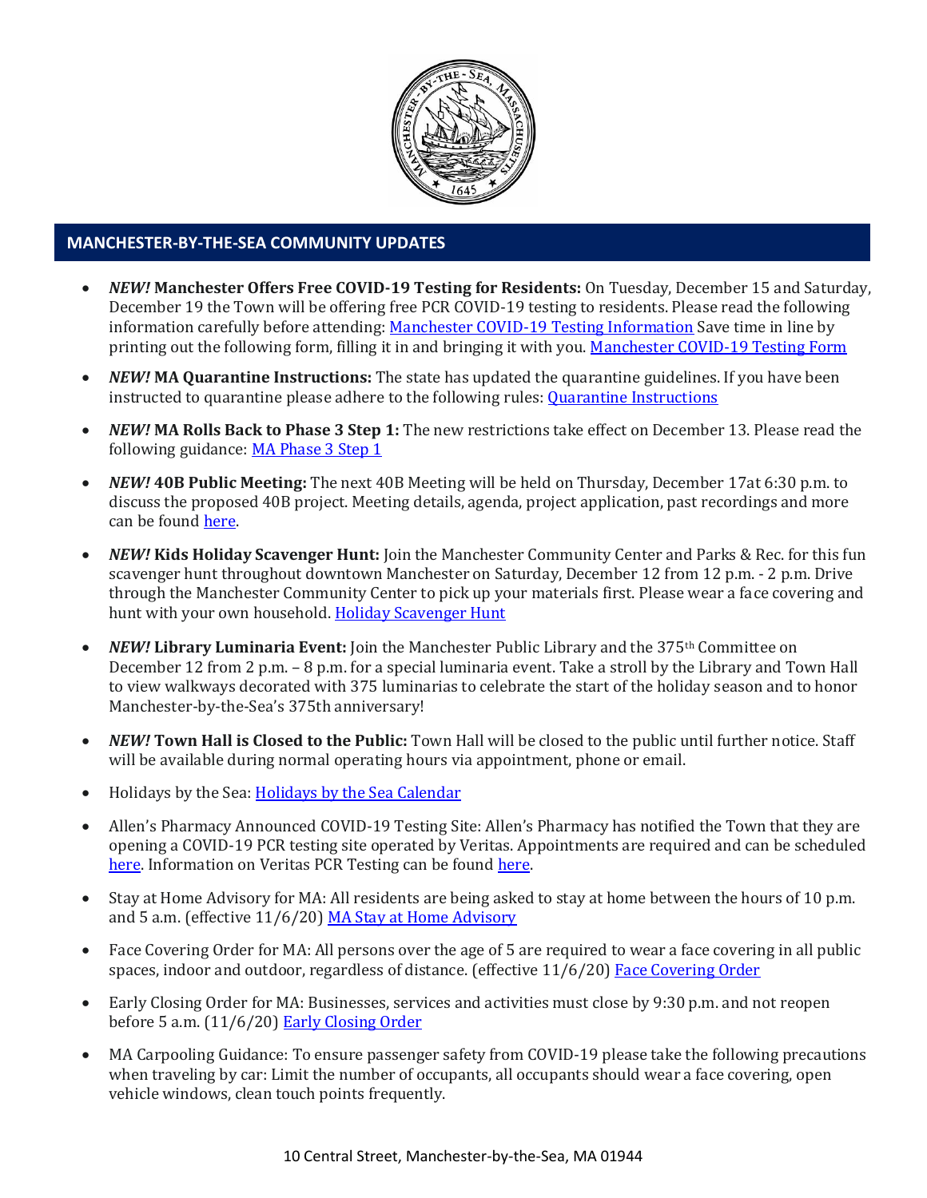## MANCHESTER-BY-THE-SEA COMMUNITY UPDATES

- ***NEW!* Manchester Offers Free COVID-19 Testing for Residents:** On Tuesday, December 15 and Saturday, December 19 the Town will be offering free PCR COVID-19 testing to residents. Please read the following information carefully before attending: [Manchester COVID-19 Testing Information] Save time in line by printing out the following form, filling it in and bringing it with you. [Manchester COVID-19 Testing Form]
- ***NEW!* MA Quarantine Instructions:** The state has updated the quarantine guidelines. If you have been instructed to quarantine please adhere to the following rules: [Quarantine Instructions]
- ***NEW!* MA Rolls Back to Phase 3 Step 1:** The new restrictions take effect on December 13. Please read the following guidance: [MA Phase 3 Step 1]
- ***NEW!* 40B Public Meeting:** The next 40B Meeting will be held on Thursday, December 17at 6:30 p.m. to discuss the proposed 40B project. Meeting details, agenda, project application, past recordings and more can be found [here].
- ***NEW!* Kids Holiday Scavenger Hunt:** Join the Manchester Community Center and Parks & Rec. for this fun scavenger hunt throughout downtown Manchester on Saturday, December 12 from 12 p.m. - 2 p.m. Drive through the Manchester Community Center to pick up your materials first. Please wear a face covering and hunt with your own household. [Holiday Scavenger Hunt]
- ***NEW!* Library Luminaria Event:** Join the Manchester Public Library and the 375th Committee on December 12 from 2 p.m. – 8 p.m. for a special luminaria event. Take a stroll by the Library and Town Hall to view walkways decorated with 375 luminarias to celebrate the start of the holiday season and to honor Manchester-by-the-Sea's 375th anniversary!
- ***NEW!* Town Hall is Closed to the Public:** Town Hall will be closed to the public until further notice. Staff will be available during normal operating hours via appointment, phone or email.
- Holidays by the Sea: [Holidays by the Sea Calendar]
- Allen's Pharmacy Announced COVID-19 Testing Site: Allen's Pharmacy has notified the Town that they are opening a COVID-19 PCR testing site operated by Veritas. Appointments are required and can be scheduled [here]. Information on Veritas PCR Testing can be found [here].
- Stay at Home Advisory for MA: All residents are being asked to stay at home between the hours of 10 p.m. and 5 a.m. (effective 11/6/20) [MA Stay at Home Advisory]
- Face Covering Order for MA: All persons over the age of 5 are required to wear a face covering in all public spaces, indoor and outdoor, regardless of distance. (effective 11/6/20) [Face Covering Order]
- Early Closing Order for MA: Businesses, services and activities must close by 9:30 p.m. and not reopen before 5 a.m. (11/6/20) [Early Closing Order]
- MA Carpooling Guidance: To ensure passenger safety from COVID-19 please take the following precautions when traveling by car: Limit the number of occupants, all occupants should wear a face covering, open vehicle windows, clean touch points frequently.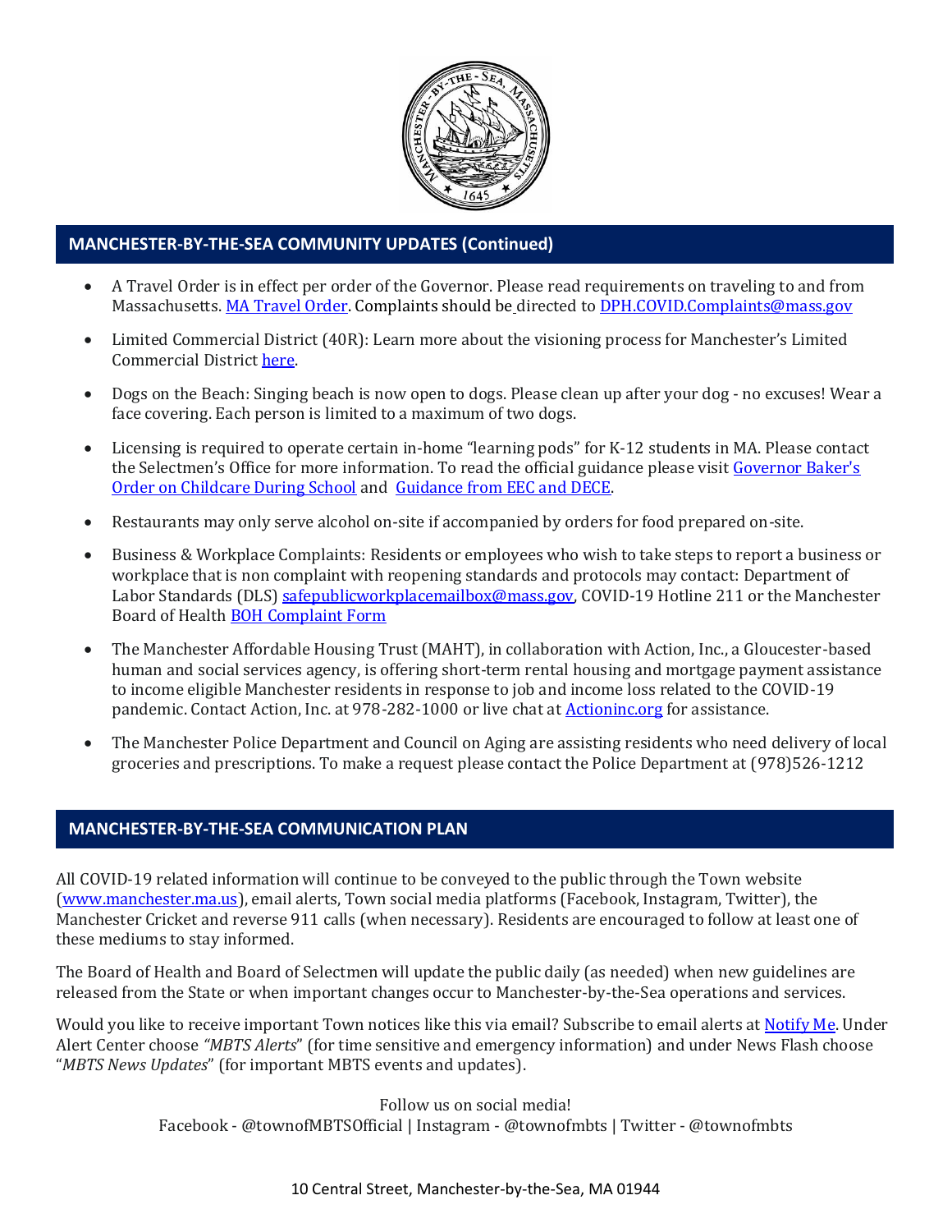## MANCHESTER-BY-THE-SEA COMMUNITY UPDATES (Continued)

- A Travel Order is in effect per order of the Governor. Please read requirements on traveling to and from Massachusetts. MA Travel Order. Complaints should be directed to DPH.COVID.Complaints@mass.gov
- Limited Commercial District (40R): Learn more about the visioning process for Manchester's Limited Commercial District here.
- Dogs on the Beach: Singing beach is now open to dogs. Please clean up after your dog - no excuses! Wear a face covering. Each person is limited to a maximum of two dogs.
- Licensing is required to operate certain in-home "learning pods" for K-12 students in MA. Please contact the Selectmen's Office for more information. To read the official guidance please visit Governor Baker's Order on Childcare During School and Guidance from EEC and DECE.
- Restaurants may only serve alcohol on-site if accompanied by orders for food prepared on-site.
- Business & Workplace Complaints: Residents or employees who wish to take steps to report a business or workplace that is non complaint with reopening standards and protocols may contact: Department of Labor Standards (DLS) safepublicworkplacemailbox@mass.gov, COVID-19 Hotline 211 or the Manchester Board of Health BOH Complaint Form
- The Manchester Affordable Housing Trust (MAHT), in collaboration with Action, Inc., a Gloucester-based human and social services agency, is offering short-term rental housing and mortgage payment assistance to income eligible Manchester residents in response to job and income loss related to the COVID-19 pandemic. Contact Action, Inc. at 978-282-1000 or live chat at Actioninc.org for assistance.
- The Manchester Police Department and Council on Aging are assisting residents who need delivery of local groceries and prescriptions. To make a request please contact the Police Department at (978)526-1212

## MANCHESTER-BY-THE-SEA COMMUNICATION PLAN

All COVID-19 related information will continue to be conveyed to the public through the Town website (www.manchester.ma.us), email alerts, Town social media platforms (Facebook, Instagram, Twitter), the Manchester Cricket and reverse 911 calls (when necessary). Residents are encouraged to follow at least one of these mediums to stay informed.

The Board of Health and Board of Selectmen will update the public daily (as needed) when new guidelines are released from the State or when important changes occur to Manchester-by-the-Sea operations and services.

Would you like to receive important Town notices like this via email? Subscribe to email alerts at Notify Me. Under Alert Center choose *"MBTS Alerts"* (for time sensitive and emergency information) and under News Flash choose "*MBTS News Updates*" (for important MBTS events and updates).

Follow us on social media!
Facebook - @townofMBTSOfficial | Instagram - @townofmbts | Twitter - @townofmbts

10 Central Street, Manchester-by-the-Sea, MA 01944